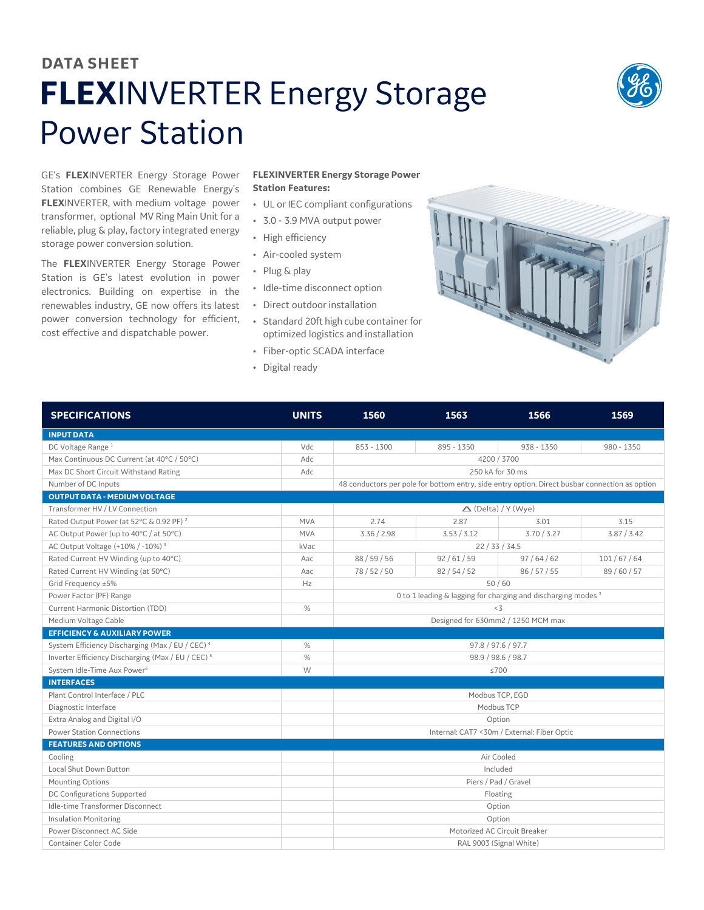DATA SHEET

# **FLEX**INVERTER Energy Storage Power Station

GE's **FLEX**INVERTER Energy Storage Power Station combines GE Renewable Energy's **FLEX**INVERTER, with medium voltage power transformer, optional MV Ring Main Unit for a reliable, plug & play, factory integrated energy storage power conversion solution.

The **FLEX**INVERTER Energy Storage Power Station is GE's latest evolution in power electronics. Building on expertise in the renewables industry, GE now offers its latest power conversion technology for efficient, cost effective and dispatchable power.

**FLEXINVERTER Energy Storage Power Station Features:**

- UL or IEC compliant configurations
- 3.0 - 3.9 MVA output power
- High efficiency
- Air-cooled system
- Plug & play
- Idle-time disconnect option
- Direct outdoor installation
- Standard 20ft high cube container for optimized logistics and installation
- Fiber-optic SCADA interface
- Digital ready

| SPECIFICATIONS | UNITS | 1560 | 1563 | 1566 | 1569 |
|---|---|---|---|---|---|
| **INPUT DATA** | | | | | |
| DC Voltage Range [1] | Vdc | 853 - 1300 | 895 - 1350 | 938 - 1350 | 980 - 1350 |
| Max Continuous DC Current (at 40°C / 50°C) | Adc | 4200 / 3700 | | | |
| Max DC Short Circuit Withstand Rating | Adc | 250 kA for 30 ms | | | |
| Number of DC Inputs | | 48 conductors per pole for bottom entry, side entry option. Direct busbar connection as option | | | |
| **OUTPUT DATA - MEDIUM VOLTAGE** | | | | | |
| Transformer HV / LV Connection | | △ (Delta) / Y (Wye) | | | |
| Rated Output Power (at 52°C & 0.92 PF) [2] | MVA | 2.74 | 2.87 | 3.01 | 3.15 |
| AC Output Power (up to 40°C / at 50°C) | MVA | 3.36 / 2.98 | 3.53 / 3.12 | 3.70 / 3.27 | 3.87 / 3.42 |
| AC Output Voltage (+10% / -10%) [3] | kVac | 22 / 33 / 34.5 | | | |
| Rated Current HV Winding (up to 40°C) | Aac | 88 / 59 / 56 | 92 / 61 / 59 | 97 / 64 / 62 | 101 / 67 / 64 |
| Rated Current HV Winding (at 50°C) | Aac | 78 / 52 / 50 | 82 / 54 / 52 | 86 / 57 / 55 | 89 / 60 / 57 |
| Grid Frequency ±5% | Hz | 50 / 60 | | | |
| Power Factor (PF) Range | | 0 to 1 leading & lagging for charging and discharging modes [3] | | | |
| Current Harmonic Distortion (TDD) | % | <3 | | | |
| Medium Voltage Cable | | Designed for 630mm2 / 1250 MCM max | | | |
| **EFFICIENCY & AUXILIARY POWER** | | | | | |
| System Efficiency Discharging (Max / EU / CEC) [4] | % | 97.8 / 97.6 / 97.7 | | | |
| Inverter Efficiency Discharging (Max / EU / CEC) [5] | % | 98.9 / 98.6 / 98.7 | | | |
| System Idle-Time Aux Power[6] | W | ≤700 | | | |
| **INTERFACES** | | | | | |
| Plant Control Interface / PLC | | Modbus TCP, EGD | | | |
| Diagnostic Interface | | Modbus TCP | | | |
| Extra Analog and Digital I/O | | Option | | | |
| Power Station Connections | | Internal: CAT7 <30m / External: Fiber Optic | | | |
| **FEATURES AND OPTIONS** | | | | | |
| Cooling | | Air Cooled | | | |
| Local Shut Down Button | | Included | | | |
| Mounting Options | | Piers / Pad / Gravel | | | |
| DC Configurations Supported | | Floating | | | |
| Idle-time Transformer Disconnect | | Option | | | |
| Insulation Monitoring | | Option | | | |
| Power Disconnect AC Side | | Motorized AC Circuit Breaker | | | |
| Container Color Code | | RAL 9003 (Signal White) | | | |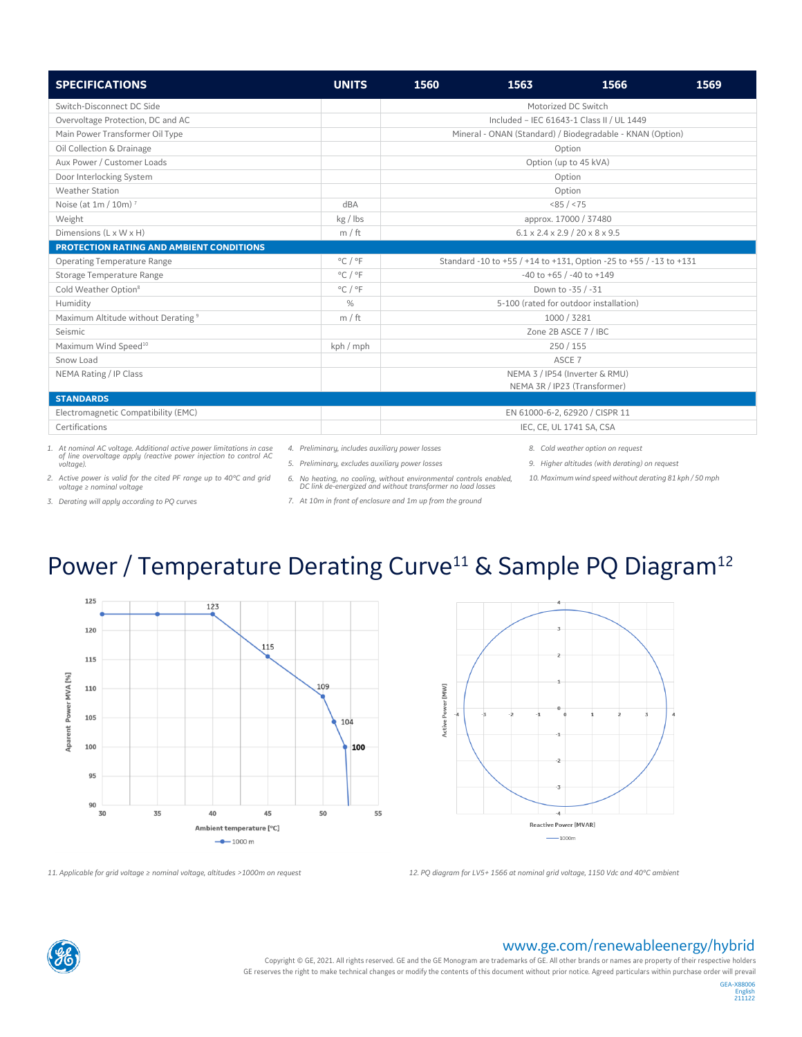| SPECIFICATIONS | UNITS | 1560 | 1563 | 1566 | 1569 |
|---|---|---|---|---|---|
| Switch-Disconnect DC Side | | Motorized DC Switch | | | |
| Overvoltage Protection, DC and AC | | Included – IEC 61643-1 Class II / UL 1449 | | | |
| Main Power Transformer Oil Type | | Mineral - ONAN (Standard) / Biodegradable - KNAN (Option) | | | |
| Oil Collection & Drainage | | Option | | | |
| Aux Power / Customer Loads | | Option (up to 45 kVA) | | | |
| Door Interlocking System | | Option | | | |
| Weather Station | | Option | | | |
| Noise (at 1m / 10m) [7] | dBA | <85 / <75 | | | |
| Weight | kg / lbs | approx. 17000 / 37480 | | | |
| Dimensions (L x W x H) | m / ft | 6.1 x 2.4 x 2.9 / 20 x 8 x 9.5 | | | |
| **PROTECTION RATING AND AMBIENT CONDITIONS** | | | | | |
| Operating Temperature Range | °C / °F | Standard -10 to +55 / +14 to +131, Option -25 to +55 / -13 to +131 | | | |
| Storage Temperature Range | °C / °F | -40 to +65 / -40 to +149 | | | |
| Cold Weather Option[8] | °C / °F | Down to -35 / -31 | | | |
| Humidity | % | 5-100 (rated for outdoor installation) | | | |
| Maximum Altitude without Derating [9] | m / ft | 1000 / 3281 | | | |
| Seismic | | Zone 2B ASCE 7 / IBC | | | |
| Maximum Wind Speed[10] | kph / mph | 250 / 155 | | | |
| Snow Load | | ASCE 7 | | | |
| NEMA Rating / IP Class | | NEMA 3 / IP54 (Inverter & RMU) NEMA 3R / IP23 (Transformer) | | | |
| **STANDARDS** | | | | | |
| Electromagnetic Compatibility (EMC) | | EN 61000-6-2, 62920 / CISPR 11 | | | |
| Certifications | | IEC, CE, UL 1741 SA, CSA | | | |

*1. At nominal AC voltage. Additional active power limitations in case of line overvoltage apply (reactive power injection to control AC voltage).*

*2. Active power is valid for the cited PF range up to 40°C and grid voltage ≥ nominal voltage*

*3. Derating will apply according to PQ curves*

*4. Preliminary, includes auxiliary power losses*

*5. Preliminary, excludes auxiliary power losses*

*6. No heating, no cooling, without environmental controls enabled, DC link de-energized and without transformer no load losses*

*7. At 10m in front of enclosure and 1m up from the ground*

*8. Cold weather option on request*

*9. Higher altitudes (with derating) on request*

*10. Maximum wind speed without derating 81 kph / 50 mph*

# Power / Temperature Derating Curve[11] & Sample PQ Diagram[12]

Aparent Power MVA [%]
125
120
115
110
105
100
95
90
30 35 40 45 50 55
Ambient temperature [°C]
123
115
109
104
100
1000 m

Active Power [MW]
4 3 2 1 0 -1 -2 -3 -4
-4 -3 -2 -1 0 1 2 3 4
Reactive Power [MVAR]
1000m

*11. Applicable for grid voltage ≥ nominal voltage, altitudes >1000m on request*

*12. PQ diagram for LV5+ 1566 at nominal grid voltage, 1150 Vdc and 40°C ambient*

www.ge.com/renewableenergy/hybrid

Copyright © GE, 2021. All rights reserved. GE and the GE Monogram are trademarks of GE. All other brands or names are property of their respective holders
GE reserves the right to make technical changes or modify the contents of this document without prior notice. Agreed particulars within purchase order will prevail

GEA-X88006
English
211122